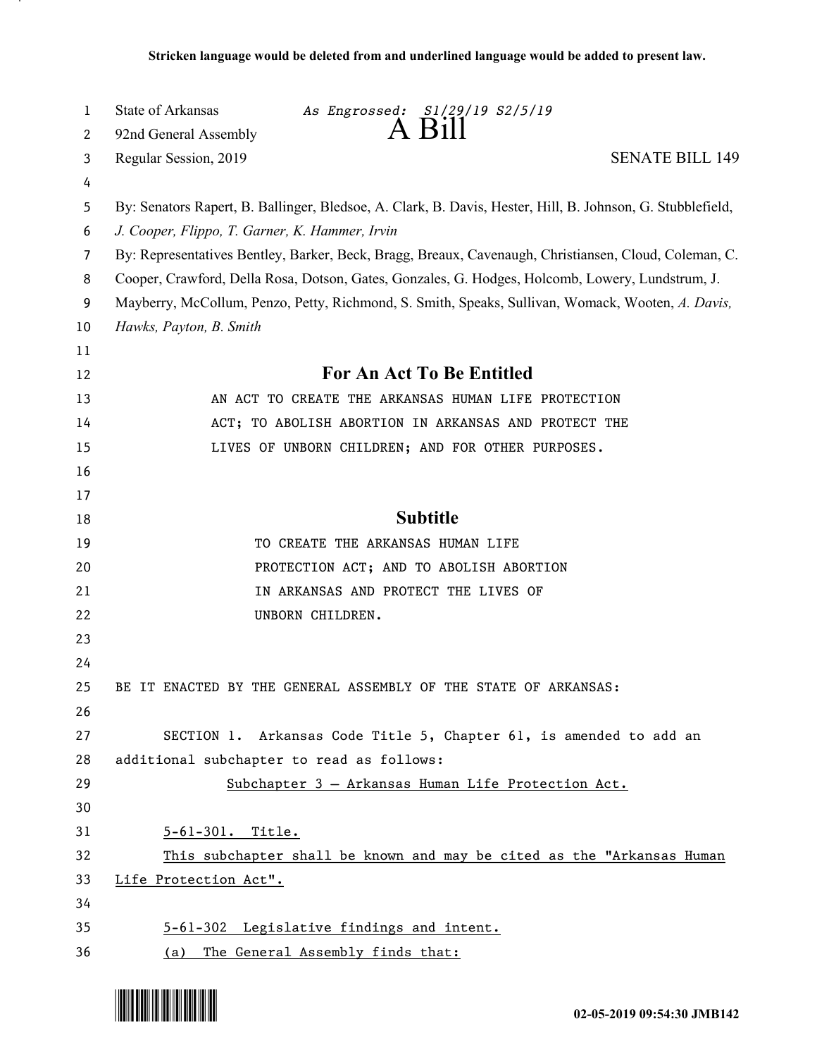**Stricken language would be deleted from and underlined language would be added to present law.**

State of Arkansas *As Engrossed: S1/29/19 S2/5/19*
92nd General Assembly
# A Bill
Regular Session, 2019 SENATE BILL 149

By: Senators Rapert, B. Ballinger, Bledsoe, A. Clark, B. Davis, Hester, Hill, B. Johnson, G. Stubblefield, *J. Cooper, Flippo, T. Garner, K. Hammer, Irvin*

By: Representatives Bentley, Barker, Beck, Bragg, Breaux, Cavenaugh, Christiansen, Cloud, Coleman, C. Cooper, Crawford, Della Rosa, Dotson, Gates, Gonzales, G. Hodges, Holcomb, Lowery, Lundstrum, J. Mayberry, McCollum, Penzo, Petty, Richmond, S. Smith, Speaks, Sullivan, Womack, Wooten, *A. Davis, Hawks, Payton, B. Smith*

## For An Act To Be Entitled

AN ACT TO CREATE THE ARKANSAS HUMAN LIFE PROTECTION ACT; TO ABOLISH ABORTION IN ARKANSAS AND PROTECT THE LIVES OF UNBORN CHILDREN; AND FOR OTHER PURPOSES.

## Subtitle

TO CREATE THE ARKANSAS HUMAN LIFE PROTECTION ACT; AND TO ABOLISH ABORTION IN ARKANSAS AND PROTECT THE LIVES OF UNBORN CHILDREN.

BE IT ENACTED BY THE GENERAL ASSEMBLY OF THE STATE OF ARKANSAS:

SECTION 1. Arkansas Code Title 5, Chapter 61, is amended to add an additional subchapter to read as follows:

<u>Subchapter 3 — Arkansas Human Life Protection Act.</u>

<u>5-61-301. Title.</u>

<u>This subchapter shall be known and may be cited as the "Arkansas Human Life Protection Act".</u>

<u>5-61-302 Legislative findings and intent.</u>

<u>(a) The General Assembly finds that:</u>

02-05-2019 09:54:30 JMB142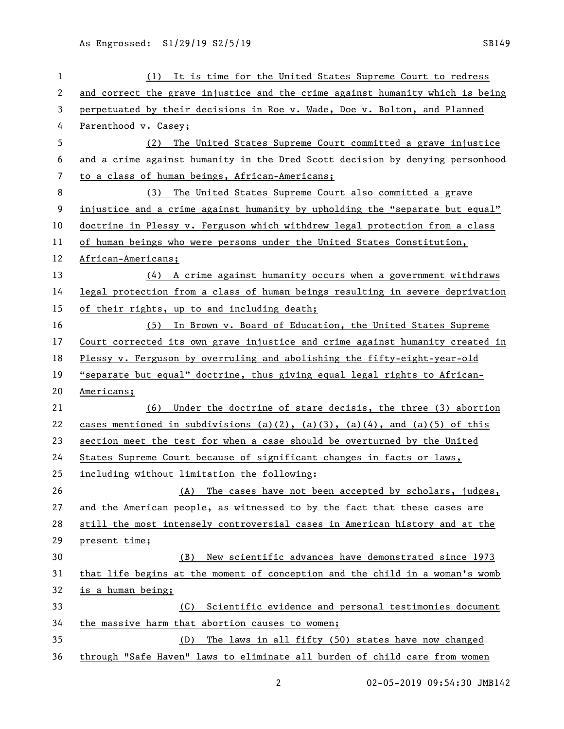(1) It is time for the United States Supreme Court to redress and correct the grave injustice and the crime against humanity which is being perpetuated by their decisions in Roe v. Wade, Doe v. Bolton, and Planned Parenthood v. Casey;

(2) The United States Supreme Court committed a grave injustice and a crime against humanity in the Dred Scott decision by denying personhood to a class of human beings, African-Americans;

(3) The United States Supreme Court also committed a grave injustice and a crime against humanity by upholding the "separate but equal" doctrine in Plessy v. Ferguson which withdrew legal protection from a class of human beings who were persons under the United States Constitution, African-Americans;

(4) A crime against humanity occurs when a government withdraws legal protection from a class of human beings resulting in severe deprivation of their rights, up to and including death;

(5) In Brown v. Board of Education, the United States Supreme Court corrected its own grave injustice and crime against humanity created in Plessy v. Ferguson by overruling and abolishing the fifty-eight-year-old "separate but equal" doctrine, thus giving equal legal rights to African-Americans;

(6) Under the doctrine of stare decisis, the three (3) abortion cases mentioned in subdivisions (a)(2), (a)(3), (a)(4), and (a)(5) of this section meet the test for when a case should be overturned by the United States Supreme Court because of significant changes in facts or laws, including without limitation the following:

(A) The cases have not been accepted by scholars, judges, and the American people, as witnessed to by the fact that these cases are still the most intensely controversial cases in American history and at the present time;

(B) New scientific advances have demonstrated since 1973 that life begins at the moment of conception and the child in a woman's womb is a human being;

(C) Scientific evidence and personal testimonies document the massive harm that abortion causes to women;

(D) The laws in all fifty (50) states have now changed through "Safe Haven" laws to eliminate all burden of child care from women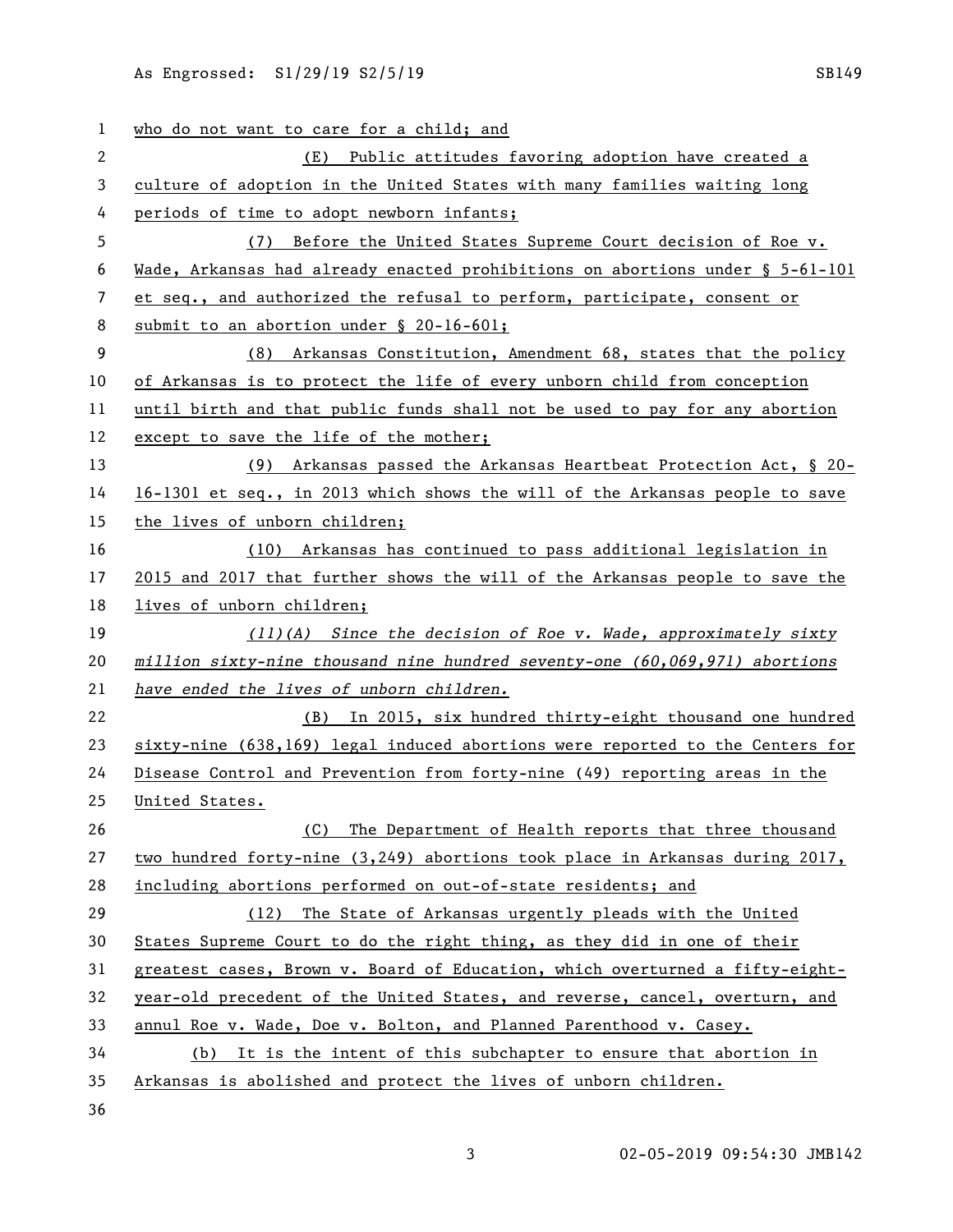who do not want to care for a child; and

(E) Public attitudes favoring adoption have created a culture of adoption in the United States with many families waiting long periods of time to adopt newborn infants;

(7) Before the United States Supreme Court decision of Roe v. Wade, Arkansas had already enacted prohibitions on abortions under § 5-61-101 et seq., and authorized the refusal to perform, participate, consent or submit to an abortion under § 20-16-601;

(8) Arkansas Constitution, Amendment 68, states that the policy of Arkansas is to protect the life of every unborn child from conception until birth and that public funds shall not be used to pay for any abortion except to save the life of the mother;

(9) Arkansas passed the Arkansas Heartbeat Protection Act, § 20-16-1301 et seq., in 2013 which shows the will of the Arkansas people to save the lives of unborn children;

(10) Arkansas has continued to pass additional legislation in 2015 and 2017 that further shows the will of the Arkansas people to save the lives of unborn children;

*(11)(A) Since the decision of Roe v. Wade, approximately sixty million sixty-nine thousand nine hundred seventy-one (60,069,971) abortions have ended the lives of unborn children.*

(B) In 2015, six hundred thirty-eight thousand one hundred sixty-nine (638,169) legal induced abortions were reported to the Centers for Disease Control and Prevention from forty-nine (49) reporting areas in the United States.

(C) The Department of Health reports that three thousand two hundred forty-nine (3,249) abortions took place in Arkansas during 2017, including abortions performed on out-of-state residents; and

(12) The State of Arkansas urgently pleads with the United States Supreme Court to do the right thing, as they did in one of their greatest cases, Brown v. Board of Education, which overturned a fifty-eight-year-old precedent of the United States, and reverse, cancel, overturn, and annul Roe v. Wade, Doe v. Bolton, and Planned Parenthood v. Casey.

(b) It is the intent of this subchapter to ensure that abortion in Arkansas is abolished and protect the lives of unborn children.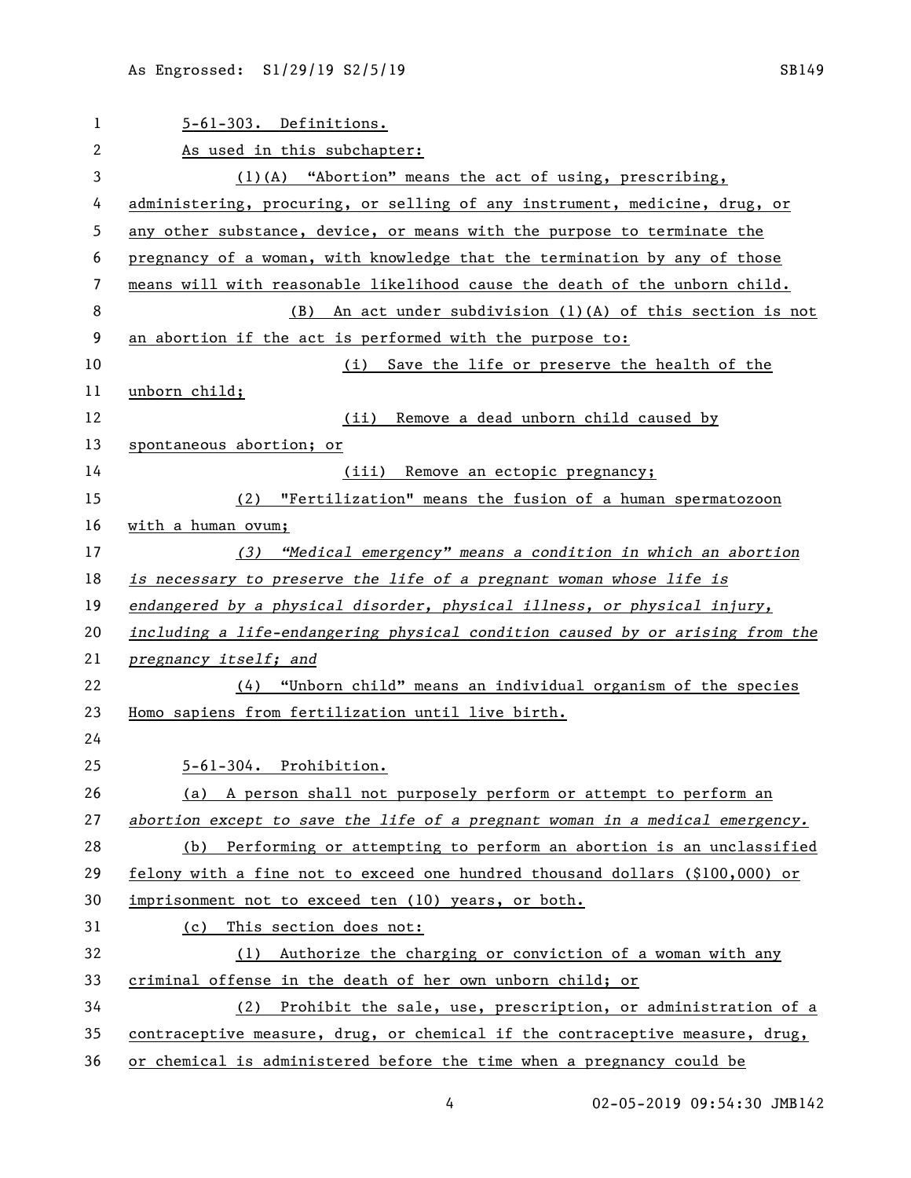5-61-303. Definitions.

As used in this subchapter:

(1)(A) "Abortion" means the act of using, prescribing, administering, procuring, or selling of any instrument, medicine, drug, or any other substance, device, or means with the purpose to terminate the pregnancy of a woman, with knowledge that the termination by any of those means will with reasonable likelihood cause the death of the unborn child.

(B) An act under subdivision (1)(A) of this section is not an abortion if the act is performed with the purpose to:

(i) Save the life or preserve the health of the unborn child;

(ii) Remove a dead unborn child caused by spontaneous abortion; or

(iii) Remove an ectopic pregnancy;

(2) "Fertilization" means the fusion of a human spermatozoon with a human ovum;

*(3) "Medical emergency" means a condition in which an abortion is necessary to preserve the life of a pregnant woman whose life is endangered by a physical disorder, physical illness, or physical injury, including a life-endangering physical condition caused by or arising from the pregnancy itself; and*

(4) "Unborn child" means an individual organism of the species Homo sapiens from fertilization until live birth.

5-61-304. Prohibition.

(a) A person shall not purposely perform or attempt to perform an *abortion except to save the life of a pregnant woman in a medical emergency.*

(b) Performing or attempting to perform an abortion is an unclassified felony with a fine not to exceed one hundred thousand dollars ($100,000) or imprisonment not to exceed ten (10) years, or both.

(c) This section does not:

(1) Authorize the charging or conviction of a woman with any criminal offense in the death of her own unborn child; or

(2) Prohibit the sale, use, prescription, or administration of a contraceptive measure, drug, or chemical if the contraceptive measure, drug, or chemical is administered before the time when a pregnancy could be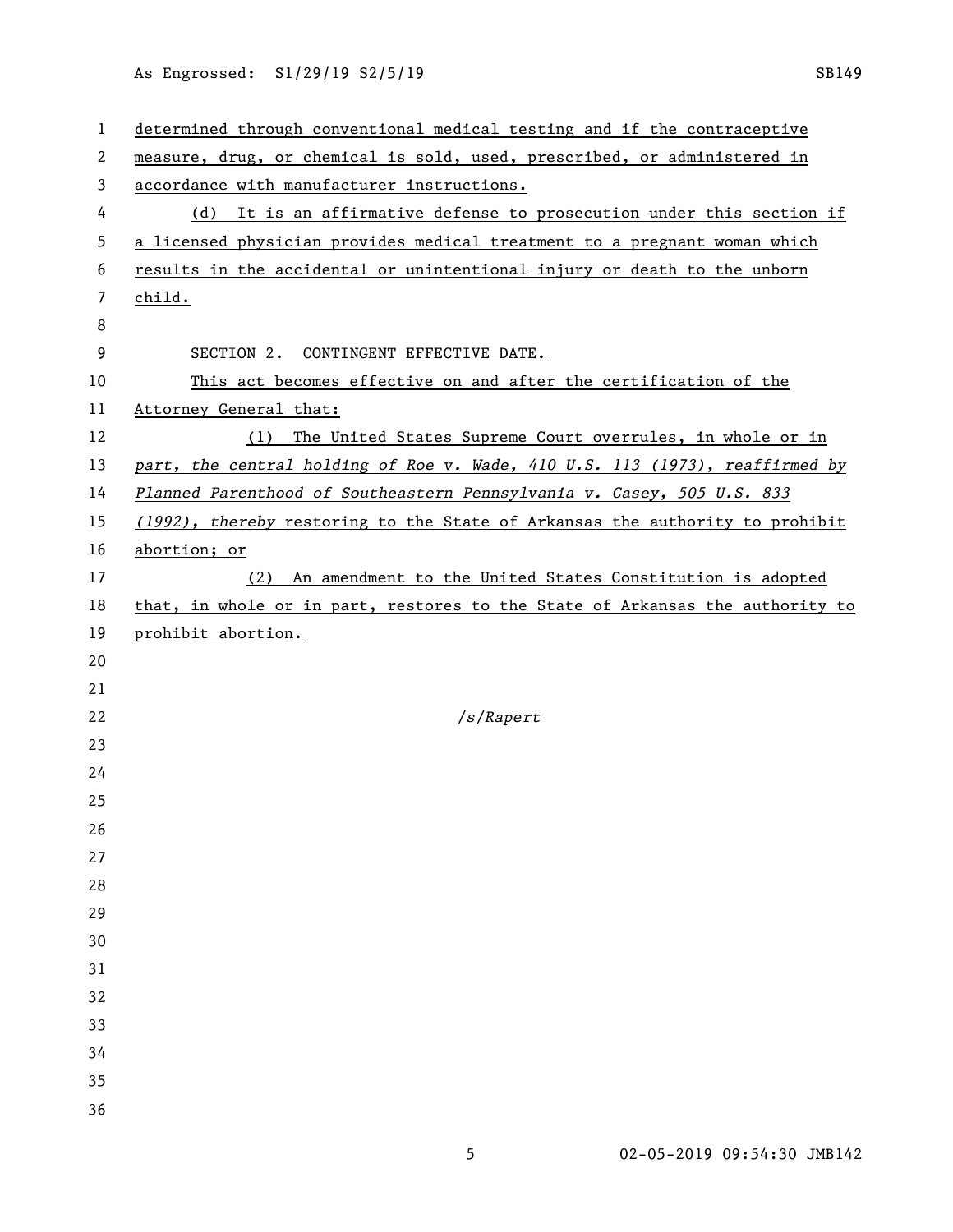determined through conventional medical testing and if the contraceptive measure, drug, or chemical is sold, used, prescribed, or administered in accordance with manufacturer instructions.

(d) It is an affirmative defense to prosecution under this section if a licensed physician provides medical treatment to a pregnant woman which results in the accidental or unintentional injury or death to the unborn child.

SECTION 2. CONTINGENT EFFECTIVE DATE.

This act becomes effective on and after the certification of the Attorney General that:

(1) The United States Supreme Court overrules, in whole or in part, the central holding of *Roe v. Wade, 410 U.S. 113 (1973), reaffirmed by Planned Parenthood of Southeastern Pennsylvania v. Casey, 505 U.S. 833 (1992), thereby* restoring to the State of Arkansas the authority to prohibit abortion; or

(2) An amendment to the United States Constitution is adopted that, in whole or in part, restores to the State of Arkansas the authority to prohibit abortion.

*/s/Rapert*